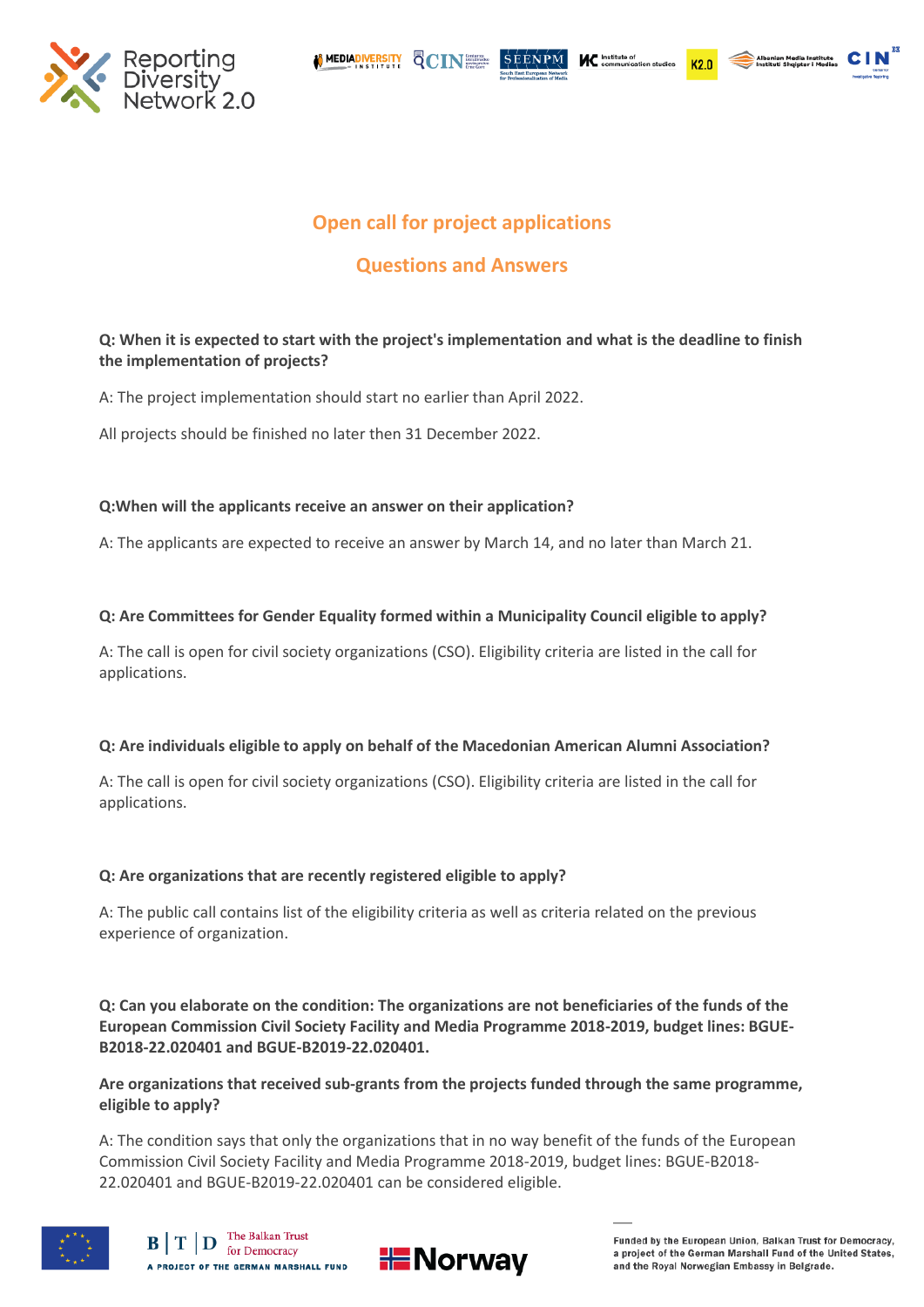## Open call for project applications

## Questions and Answers

**Q: When it is expected to start with the project's implementation and what is the deadline to finish the implementation of projects?**

A: The project implementation should start no earlier than April 2022.

All projects should be finished no later then 31 December 2022.

**Q:When will the applicants receive an answer on their application?**

A: The applicants are expected to receive an answer by March 14, and no later than March 21.

**Q: Are Committees for Gender Equality formed within a Municipality Council eligible to apply?**

A: The call is open for civil society organizations (CSO). Eligibility criteria are listed in the call for applications.

**Q: Are individuals eligible to apply on behalf of the Macedonian American Alumni Association?**

A: The call is open for civil society organizations (CSO). Eligibility criteria are listed in the call for applications.

**Q: Are organizations that are recently registered eligible to apply?**

A: The public call contains list of the eligibility criteria as well as criteria related on the previous experience of organization.

**Q: Can you elaborate on the condition: The organizations are not beneficiaries of the funds of the European Commission Civil Society Facility and Media Programme 2018-2019, budget lines: BGUE-B2018-22.020401 and BGUE-B2019-22.020401.**

**Are organizations that received sub-grants from the projects funded through the same programme, eligible to apply?**

A: The condition says that only the organizations that in no way benefit of the funds of the European Commission Civil Society Facility and Media Programme 2018-2019, budget lines: BGUE-B2018-22.020401 and BGUE-B2019-22.020401 can be considered eligible.

Funded by the European Union, Balkan Trust for Democracy, a project of the German Marshall Fund of the United States, and the Royal Norwegian Embassy in Belgrade.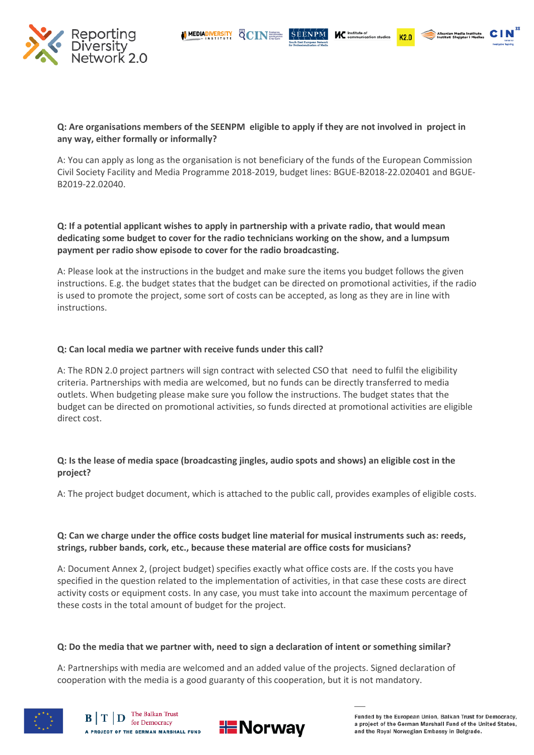**Q: Are organisations members of the SEENPM eligible to apply if they are not involved in project in any way, either formally or informally?**

A: You can apply as long as the organisation is not beneficiary of the funds of the European Commission Civil Society Facility and Media Programme 2018-2019, budget lines: BGUE-B2018-22.020401 and BGUE-B2019-22.02040.

**Q: If a potential applicant wishes to apply in partnership with a private radio, that would mean dedicating some budget to cover for the radio technicians working on the show, and a lumpsum payment per radio show episode to cover for the radio broadcasting.**

A: Please look at the instructions in the budget and make sure the items you budget follows the given instructions. E.g. the budget states that the budget can be directed on promotional activities, if the radio is used to promote the project, some sort of costs can be accepted, as long as they are in line with instructions.

**Q: Can local media we partner with receive funds under this call?**

A: The RDN 2.0 project partners will sign contract with selected CSO that need to fulfil the eligibility criteria. Partnerships with media are welcomed, but no funds can be directly transferred to media outlets. When budgeting please make sure you follow the instructions. The budget states that the budget can be directed on promotional activities, so funds directed at promotional activities are eligible direct cost.

**Q: Is the lease of media space (broadcasting jingles, audio spots and shows) an eligible cost in the project?**

A: The project budget document, which is attached to the public call, provides examples of eligible costs.

**Q: Can we charge under the office costs budget line material for musical instruments such as: reeds, strings, rubber bands, cork, etc., because these material are office costs for musicians?**

A: Document Annex 2, (project budget) specifies exactly what office costs are. If the costs you have specified in the question related to the implementation of activities, in that case these costs are direct activity costs or equipment costs. In any case, you must take into account the maximum percentage of these costs in the total amount of budget for the project.

**Q: Do the media that we partner with, need to sign a declaration of intent or something similar?**

A: Partnerships with media are welcomed and an added value of the projects. Signed declaration of cooperation with the media is a good guaranty of this cooperation, but it is not mandatory.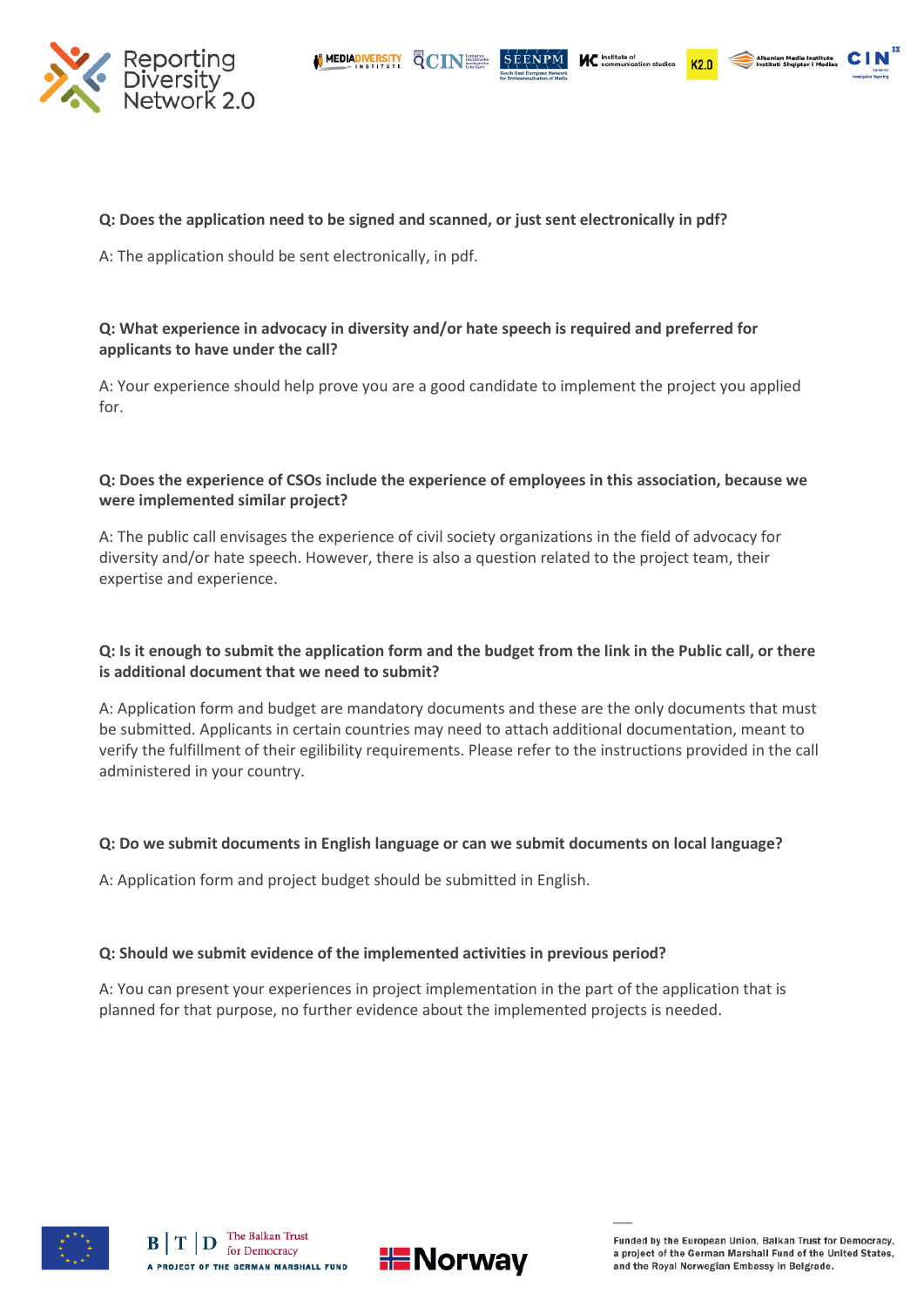**Q: Does the application need to be signed and scanned, or just sent electronically in pdf?**

A: The application should be sent electronically, in pdf.

**Q: What experience in advocacy in diversity and/or hate speech is required and preferred for applicants to have under the call?**

A: Your experience should help prove you are a good candidate to implement the project you applied for.

**Q: Does the experience of CSOs include the experience of employees in this association, because we were implemented similar project?**

A: The public call envisages the experience of civil society organizations in the field of advocacy for diversity and/or hate speech. However, there is also a question related to the project team, their expertise and experience.

**Q: Is it enough to submit the application form and the budget from the link in the Public call, or there is additional document that we need to submit?**

A: Application form and budget are mandatory documents and these are the only documents that must be submitted. Applicants in certain countries may need to attach additional documentation, meant to verify the fulfillment of their egilibility requirements. Please refer to the instructions provided in the call administered in your country.

**Q: Do we submit documents in English language or can we submit documents on local language?**

A: Application form and project budget should be submitted in English.

**Q: Should we submit evidence of the implemented activities in previous period?**

A: You can present your experiences in project implementation in the part of the application that is planned for that purpose, no further evidence about the implemented projects is needed.

Funded by the European Union, Balkan Trust for Democracy, a project of the German Marshall Fund of the United States, and the Royal Norwegian Embassy in Belgrade.